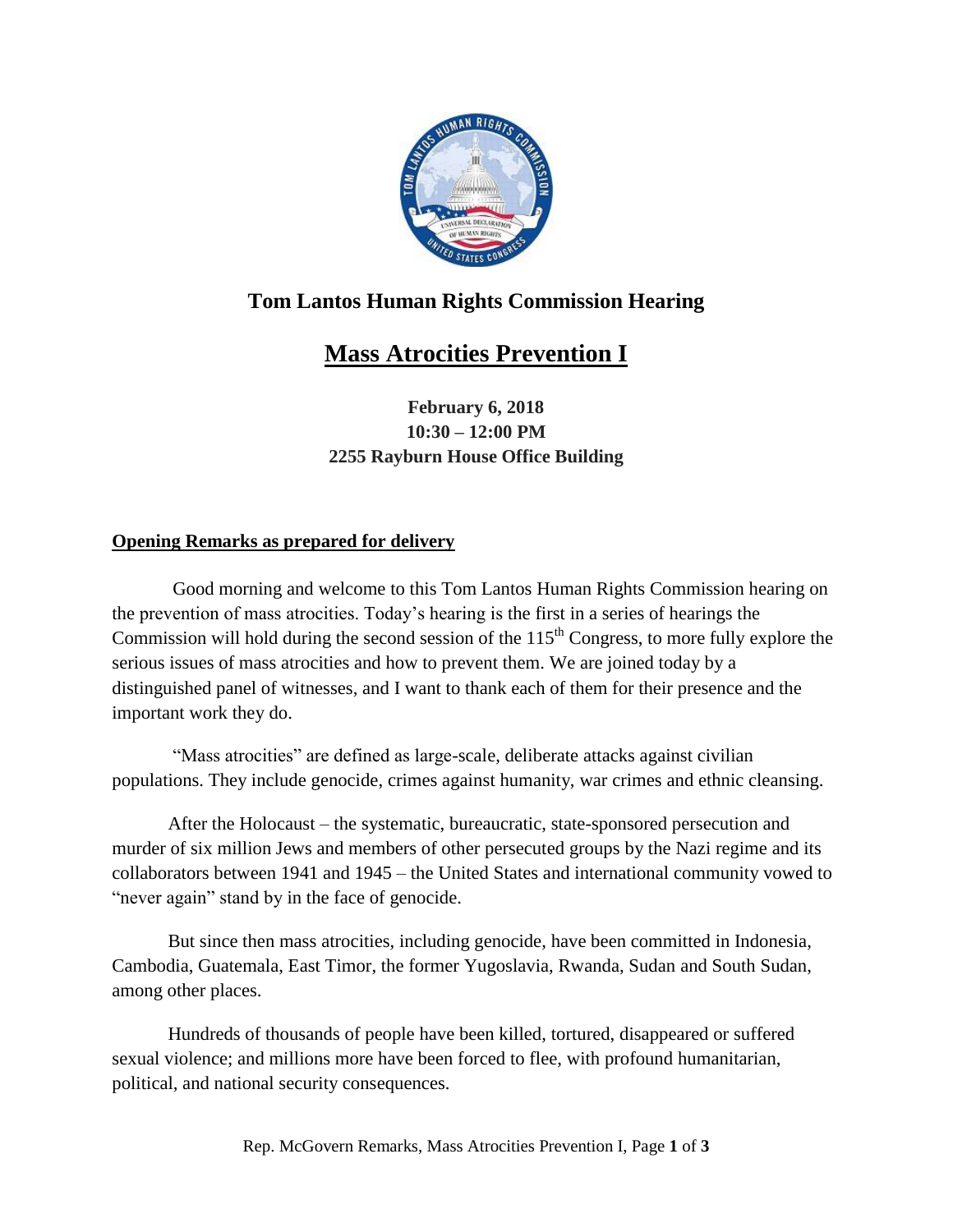# Tom Lantos Human Rights Commission Hearing

## Mass Atrocities Prevention I

**February 6, 2018**
**10:30 – 12:00 PM**
**2255 Rayburn House Office Building**

**Opening Remarks as prepared for delivery**

Good morning and welcome to this Tom Lantos Human Rights Commission hearing on the prevention of mass atrocities. Today's hearing is the first in a series of hearings the Commission will hold during the second session of the 115th Congress, to more fully explore the serious issues of mass atrocities and how to prevent them. We are joined today by a distinguished panel of witnesses, and I want to thank each of them for their presence and the important work they do.

"Mass atrocities" are defined as large-scale, deliberate attacks against civilian populations. They include genocide, crimes against humanity, war crimes and ethnic cleansing.

After the Holocaust – the systematic, bureaucratic, state-sponsored persecution and murder of six million Jews and members of other persecuted groups by the Nazi regime and its collaborators between 1941 and 1945 – the United States and international community vowed to "never again" stand by in the face of genocide.

But since then mass atrocities, including genocide, have been committed in Indonesia, Cambodia, Guatemala, East Timor, the former Yugoslavia, Rwanda, Sudan and South Sudan, among other places.

Hundreds of thousands of people have been killed, tortured, disappeared or suffered sexual violence; and millions more have been forced to flee, with profound humanitarian, political, and national security consequences.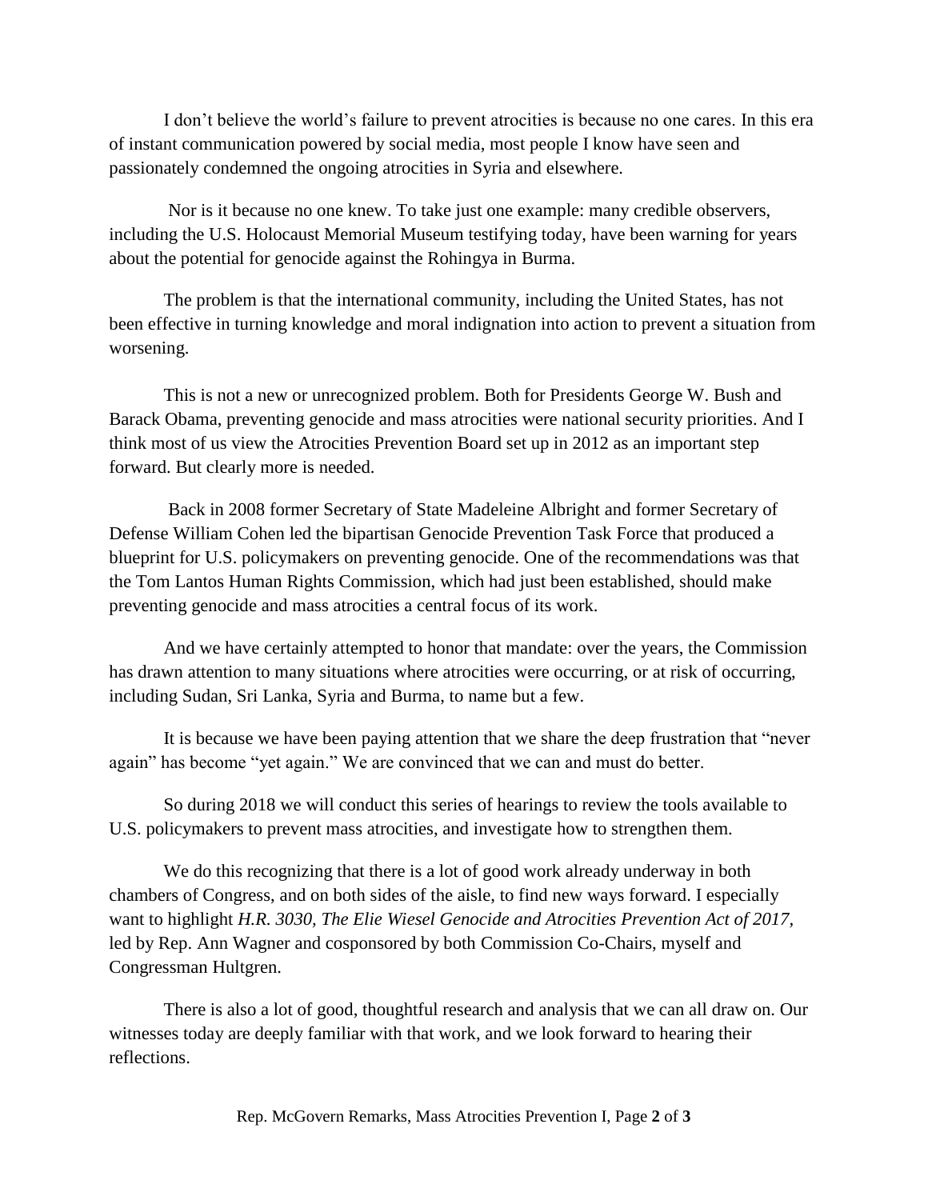I don't believe the world's failure to prevent atrocities is because no one cares. In this era of instant communication powered by social media, most people I know have seen and passionately condemned the ongoing atrocities in Syria and elsewhere.

Nor is it because no one knew. To take just one example: many credible observers, including the U.S. Holocaust Memorial Museum testifying today, have been warning for years about the potential for genocide against the Rohingya in Burma.

The problem is that the international community, including the United States, has not been effective in turning knowledge and moral indignation into action to prevent a situation from worsening.

This is not a new or unrecognized problem. Both for Presidents George W. Bush and Barack Obama, preventing genocide and mass atrocities were national security priorities. And I think most of us view the Atrocities Prevention Board set up in 2012 as an important step forward. But clearly more is needed.

Back in 2008 former Secretary of State Madeleine Albright and former Secretary of Defense William Cohen led the bipartisan Genocide Prevention Task Force that produced a blueprint for U.S. policymakers on preventing genocide. One of the recommendations was that the Tom Lantos Human Rights Commission, which had just been established, should make preventing genocide and mass atrocities a central focus of its work.

And we have certainly attempted to honor that mandate: over the years, the Commission has drawn attention to many situations where atrocities were occurring, or at risk of occurring, including Sudan, Sri Lanka, Syria and Burma, to name but a few.

It is because we have been paying attention that we share the deep frustration that "never again" has become "yet again." We are convinced that we can and must do better.

So during 2018 we will conduct this series of hearings to review the tools available to U.S. policymakers to prevent mass atrocities, and investigate how to strengthen them.

We do this recognizing that there is a lot of good work already underway in both chambers of Congress, and on both sides of the aisle, to find new ways forward. I especially want to highlight *H.R. 3030, The Elie Wiesel Genocide and Atrocities Prevention Act of 2017,* led by Rep. Ann Wagner and cosponsored by both Commission Co-Chairs, myself and Congressman Hultgren.

There is also a lot of good, thoughtful research and analysis that we can all draw on. Our witnesses today are deeply familiar with that work, and we look forward to hearing their reflections.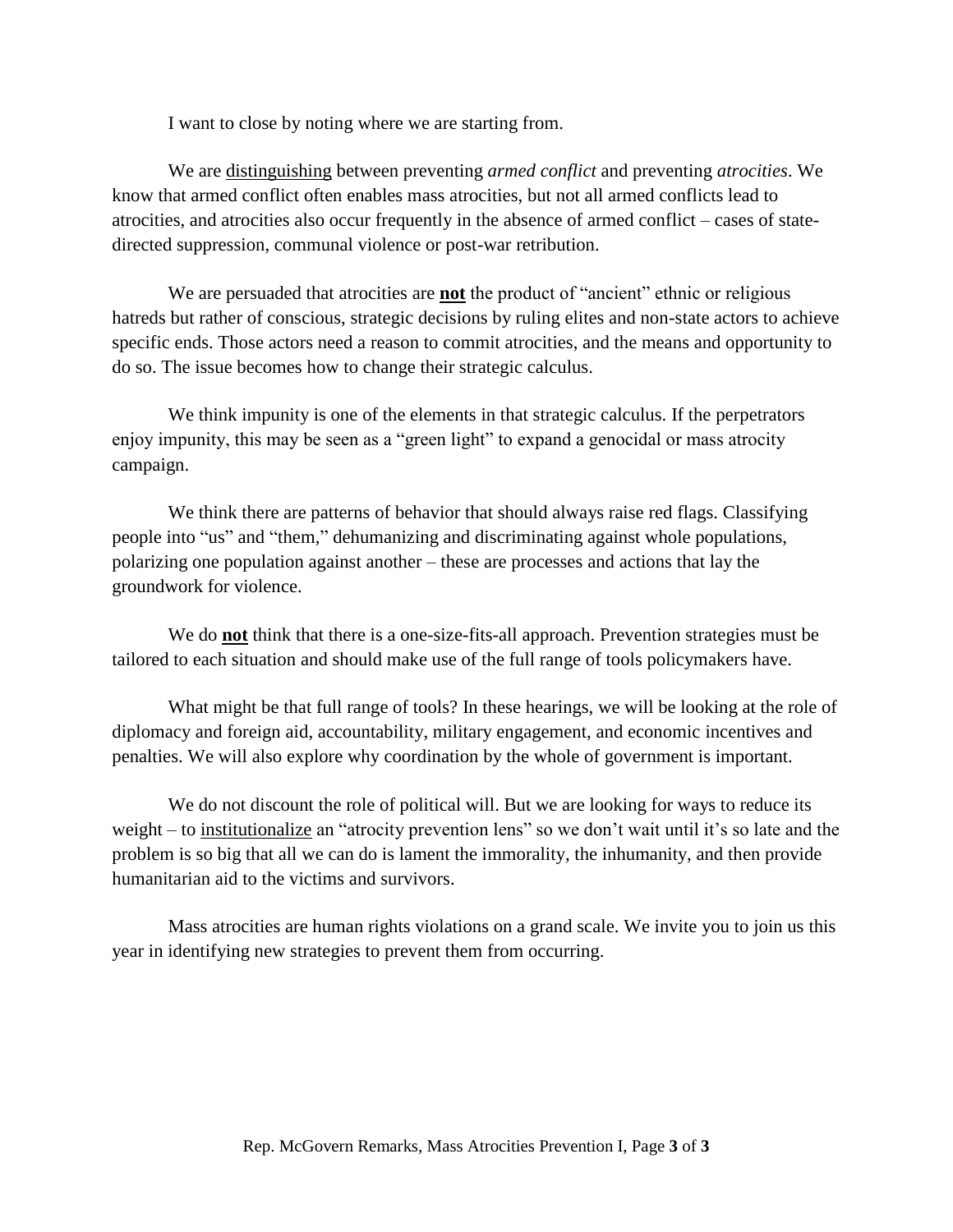I want to close by noting where we are starting from.

We are <u>distinguishing</u> between preventing *armed conflict* and preventing *atrocities*. We know that armed conflict often enables mass atrocities, but not all armed conflicts lead to atrocities, and atrocities also occur frequently in the absence of armed conflict – cases of state-directed suppression, communal violence or post-war retribution.

We are persuaded that atrocities are **<u>not</u>** the product of "ancient" ethnic or religious hatreds but rather of conscious, strategic decisions by ruling elites and non-state actors to achieve specific ends. Those actors need a reason to commit atrocities, and the means and opportunity to do so. The issue becomes how to change their strategic calculus.

We think impunity is one of the elements in that strategic calculus. If the perpetrators enjoy impunity, this may be seen as a "green light" to expand a genocidal or mass atrocity campaign.

We think there are patterns of behavior that should always raise red flags. Classifying people into "us" and "them," dehumanizing and discriminating against whole populations, polarizing one population against another – these are processes and actions that lay the groundwork for violence.

We do **<u>not</u>** think that there is a one-size-fits-all approach. Prevention strategies must be tailored to each situation and should make use of the full range of tools policymakers have.

What might be that full range of tools? In these hearings, we will be looking at the role of diplomacy and foreign aid, accountability, military engagement, and economic incentives and penalties. We will also explore why coordination by the whole of government is important.

We do not discount the role of political will. But we are looking for ways to reduce its weight – to <u>institutionalize</u> an "atrocity prevention lens" so we don't wait until it's so late and the problem is so big that all we can do is lament the immorality, the inhumanity, and then provide humanitarian aid to the victims and survivors.

Mass atrocities are human rights violations on a grand scale. We invite you to join us this year in identifying new strategies to prevent them from occurring.